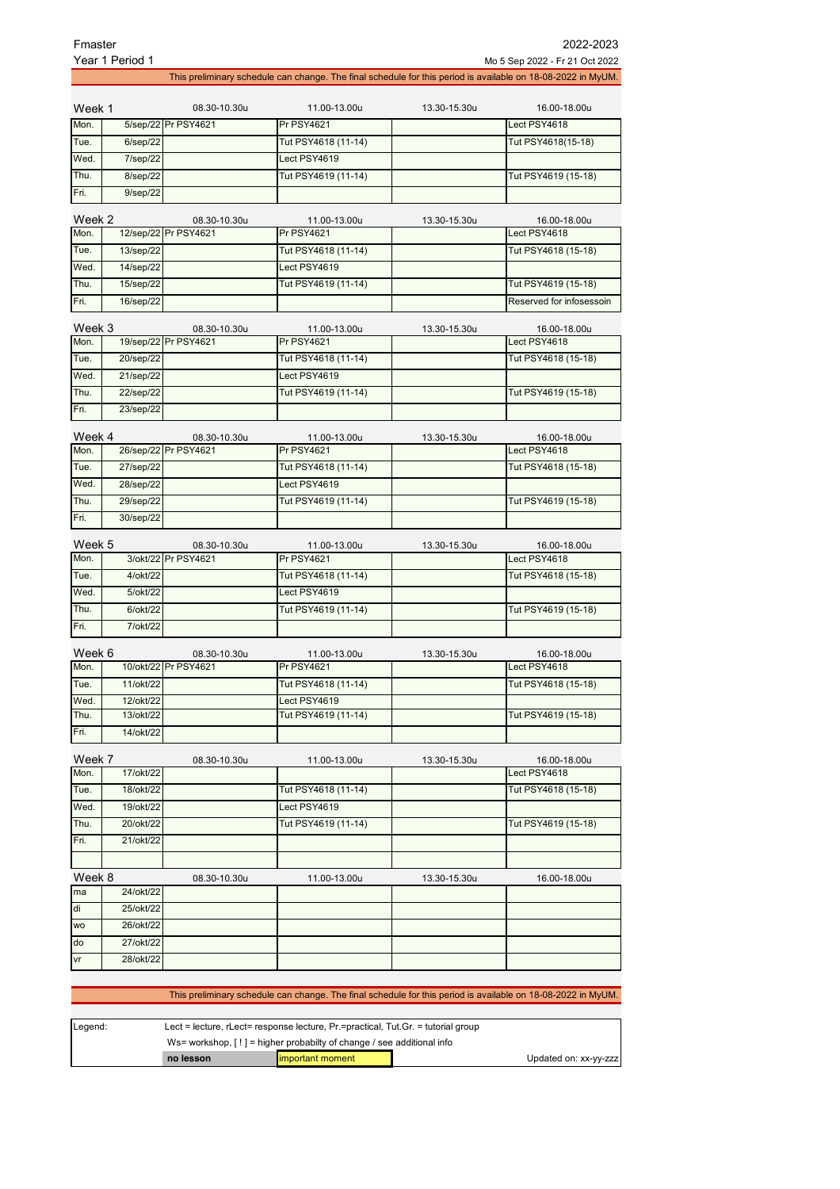Fmaster
Year 1 Period 1

2022-2023
Mo 5 Sep 2022 - Fr 21 Oct 2022

This preliminary schedule can change. The final schedule for this period is available on 18-08-2022 in MyUM.

| Week 1 | | 08.30-10.30u | 11.00-13.00u | 13.30-15.30u | 16.00-18.00u |
|---|---|---|---|---|---|
| Mon. | 5/sep/22 | Pr PSY4621 | Pr PSY4621 | | Lect PSY4618 |
| Tue. | 6/sep/22 | | Tut PSY4618 (11-14) | | Tut PSY4618(15-18) |
| Wed. | 7/sep/22 | | Lect PSY4619 | | |
| Thu. | 8/sep/22 | | Tut PSY4619 (11-14) | | Tut PSY4619 (15-18) |
| Fri. | 9/sep/22 | | | | |

| Week 2 | | 08.30-10.30u | 11.00-13.00u | 13.30-15.30u | 16.00-18.00u |
|---|---|---|---|---|---|
| Mon. | 12/sep/22 | Pr PSY4621 | Pr PSY4621 | | Lect PSY4618 |
| Tue. | 13/sep/22 | | Tut PSY4618 (11-14) | | Tut PSY4618 (15-18) |
| Wed. | 14/sep/22 | | Lect PSY4619 | | |
| Thu. | 15/sep/22 | | Tut PSY4619 (11-14) | | Tut PSY4619 (15-18) |
| Fri. | 16/sep/22 | | | | Reserved for infosessoin |

| Week 3 | | 08.30-10.30u | 11.00-13.00u | 13.30-15.30u | 16.00-18.00u |
|---|---|---|---|---|---|
| Mon. | 19/sep/22 | Pr PSY4621 | Pr PSY4621 | | Lect PSY4618 |
| Tue. | 20/sep/22 | | Tut PSY4618 (11-14) | | Tut PSY4618 (15-18) |
| Wed. | 21/sep/22 | | Lect PSY4619 | | |
| Thu. | 22/sep/22 | | Tut PSY4619 (11-14) | | Tut PSY4619 (15-18) |
| Fri. | 23/sep/22 | | | | |

| Week 4 | | 08.30-10.30u | 11.00-13.00u | 13.30-15.30u | 16.00-18.00u |
|---|---|---|---|---|---|
| Mon. | 26/sep/22 | Pr PSY4621 | Pr PSY4621 | | Lect PSY4618 |
| Tue. | 27/sep/22 | | Tut PSY4618 (11-14) | | Tut PSY4618 (15-18) |
| Wed. | 28/sep/22 | | Lect PSY4619 | | |
| Thu. | 29/sep/22 | | Tut PSY4619 (11-14) | | Tut PSY4619 (15-18) |
| Fri. | 30/sep/22 | | | | |

| Week 5 | | 08.30-10.30u | 11.00-13.00u | 13.30-15.30u | 16.00-18.00u |
|---|---|---|---|---|---|
| Mon. | 3/okt/22 | Pr PSY4621 | Pr PSY4621 | | Lect PSY4618 |
| Tue. | 4/okt/22 | | Tut PSY4618 (11-14) | | Tut PSY4618 (15-18) |
| Wed. | 5/okt/22 | | Lect PSY4619 | | |
| Thu. | 6/okt/22 | | Tut PSY4619 (11-14) | | Tut PSY4619 (15-18) |
| Fri. | 7/okt/22 | | | | |

| Week 6 | | 08.30-10.30u | 11.00-13.00u | 13.30-15.30u | 16.00-18.00u |
|---|---|---|---|---|---|
| Mon. | 10/okt/22 | Pr PSY4621 | Pr PSY4621 | | Lect PSY4618 |
| Tue. | 11/okt/22 | | Tut PSY4618 (11-14) | | Tut PSY4618 (15-18) |
| Wed. | 12/okt/22 | | Lect PSY4619 | | |
| Thu. | 13/okt/22 | | Tut PSY4619 (11-14) | | Tut PSY4619 (15-18) |
| Fri. | 14/okt/22 | | | | |

| Week 7 | | 08.30-10.30u | 11.00-13.00u | 13.30-15.30u | 16.00-18.00u |
|---|---|---|---|---|---|
| Mon. | 17/okt/22 | | | | Lect PSY4618 |
| Tue. | 18/okt/22 | | Tut PSY4618 (11-14) | | Tut PSY4618 (15-18) |
| Wed. | 19/okt/22 | | Lect PSY4619 | | |
| Thu. | 20/okt/22 | | Tut PSY4619 (11-14) | | Tut PSY4619 (15-18) |
| Fri. | 21/okt/22 | | | | |
| | | | | | |

| Week 8 | | 08.30-10.30u | 11.00-13.00u | 13.30-15.30u | 16.00-18.00u |
|---|---|---|---|---|---|
| ma | 24/okt/22 | | | | |
| di | 25/okt/22 | | | | |
| wo | 26/okt/22 | | | | |
| do | 27/okt/22 | | | | |
| vr | 28/okt/22 | | | | |

This preliminary schedule can change. The final schedule for this period is available on 18-08-2022 in MyUM.

| Legend: | Lect = lecture, rLect= response lecture, Pr.=practical, Tut.Gr. = tutorial group | | |
|---|---|---|---|
| | Ws= workshop, [ ! ] = higher probabilty of change / see additional info | | |
| | **no lesson** | important moment | Updated on: xx-yy-zzz |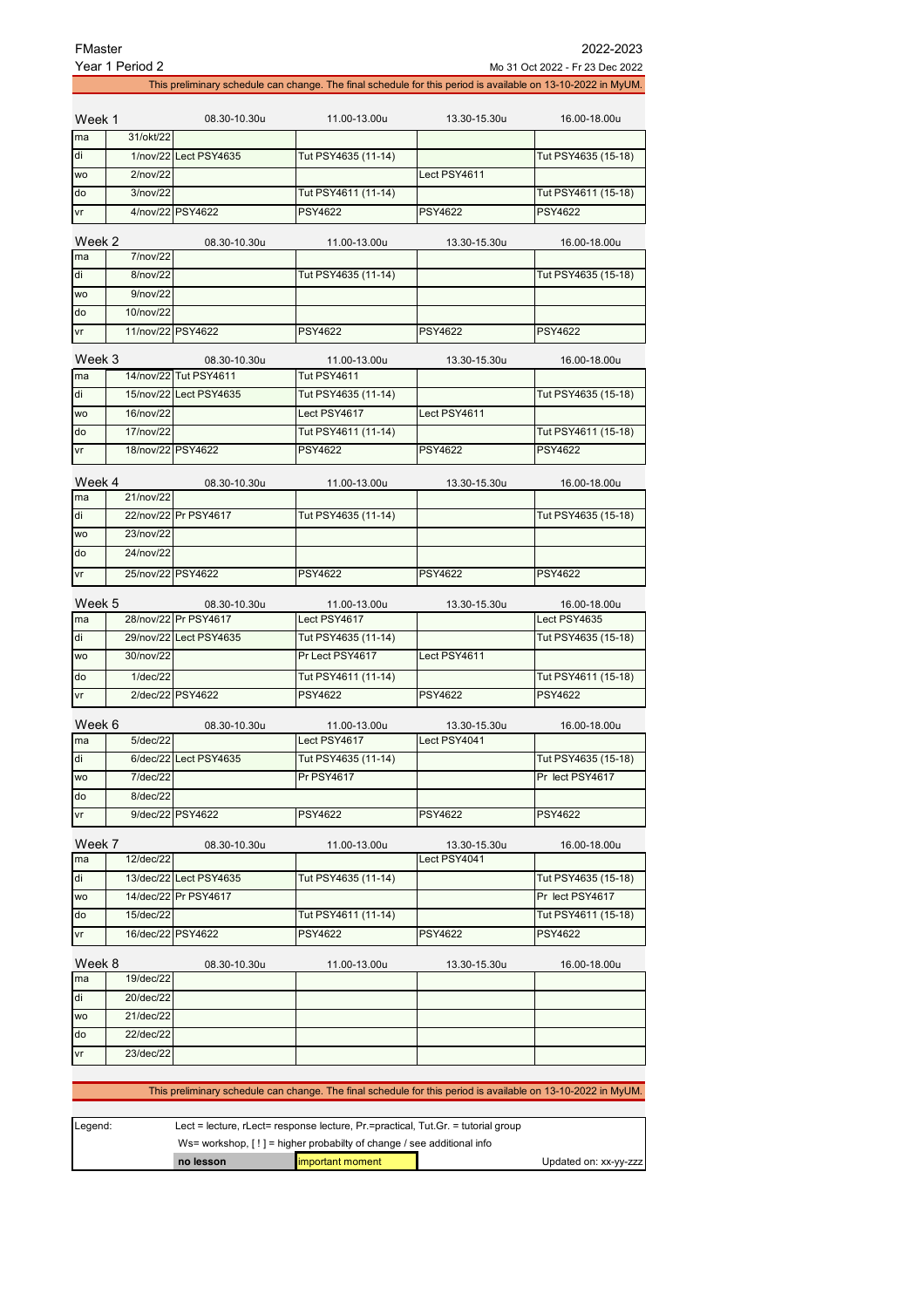FMaster 2022-2023

Year 1 Period 2 Mo 31 Oct 2022 - Fr 23 Dec 2022

This preliminary schedule can change. The final schedule for this period is available on 13-10-2022 in MyUM.

| Week 1 | | 08.30-10.30u | 11.00-13.00u | 13.30-15.30u | 16.00-18.00u |
|---|---|---|---|---|---|
| ma | 31/okt/22 | | | | |
| di | 1/nov/22 | Lect PSY4635 | Tut PSY4635 (11-14) | | Tut PSY4635 (15-18) |
| wo | 2/nov/22 | | | Lect PSY4611 | |
| do | 3/nov/22 | | Tut PSY4611 (11-14) | | Tut PSY4611 (15-18) |
| vr | 4/nov/22 | PSY4622 | PSY4622 | PSY4622 | PSY4622 |

| Week 2 | | 08.30-10.30u | 11.00-13.00u | 13.30-15.30u | 16.00-18.00u |
|---|---|---|---|---|---|
| ma | 7/nov/22 | | | | |
| di | 8/nov/22 | | Tut PSY4635 (11-14) | | Tut PSY4635 (15-18) |
| wo | 9/nov/22 | | | | |
| do | 10/nov/22 | | | | |
| vr | 11/nov/22 | PSY4622 | PSY4622 | PSY4622 | PSY4622 |

| Week 3 | | 08.30-10.30u | 11.00-13.00u | 13.30-15.30u | 16.00-18.00u |
|---|---|---|---|---|---|
| ma | 14/nov/22 | Tut PSY4611 | Tut PSY4611 | | |
| di | 15/nov/22 | Lect PSY4635 | Tut PSY4635 (11-14) | | Tut PSY4635 (15-18) |
| wo | 16/nov/22 | | Lect PSY4617 | Lect PSY4611 | |
| do | 17/nov/22 | | Tut PSY4611 (11-14) | | Tut PSY4611 (15-18) |
| vr | 18/nov/22 | PSY4622 | PSY4622 | PSY4622 | PSY4622 |

| Week 4 | | 08.30-10.30u | 11.00-13.00u | 13.30-15.30u | 16.00-18.00u |
|---|---|---|---|---|---|
| ma | 21/nov/22 | | | | |
| di | 22/nov/22 | Pr PSY4617 | Tut PSY4635 (11-14) | | Tut PSY4635 (15-18) |
| wo | 23/nov/22 | | | | |
| do | 24/nov/22 | | | | |
| vr | 25/nov/22 | PSY4622 | PSY4622 | PSY4622 | PSY4622 |

| Week 5 | | 08.30-10.30u | 11.00-13.00u | 13.30-15.30u | 16.00-18.00u |
|---|---|---|---|---|---|
| ma | 28/nov/22 | Pr PSY4617 | Lect PSY4617 | | Lect PSY4635 |
| di | 29/nov/22 | Lect PSY4635 | Tut PSY4635 (11-14) | | Tut PSY4635 (15-18) |
| wo | 30/nov/22 | | Pr Lect PSY4617 | Lect PSY4611 | |
| do | 1/dec/22 | | Tut PSY4611 (11-14) | | Tut PSY4611 (15-18) |
| vr | 2/dec/22 | PSY4622 | PSY4622 | PSY4622 | PSY4622 |

| Week 6 | | 08.30-10.30u | 11.00-13.00u | 13.30-15.30u | 16.00-18.00u |
|---|---|---|---|---|---|
| ma | 5/dec/22 | | Lect PSY4617 | Lect PSY4041 | |
| di | 6/dec/22 | Lect PSY4635 | Tut PSY4635 (11-14) | | Tut PSY4635 (15-18) |
| wo | 7/dec/22 | | Pr PSY4617 | | Pr lect PSY4617 |
| do | 8/dec/22 | | | | |
| vr | 9/dec/22 | PSY4622 | PSY4622 | PSY4622 | PSY4622 |

| Week 7 | | 08.30-10.30u | 11.00-13.00u | 13.30-15.30u | 16.00-18.00u |
|---|---|---|---|---|---|
| ma | 12/dec/22 | | | Lect PSY4041 | |
| di | 13/dec/22 | Lect PSY4635 | Tut PSY4635 (11-14) | | Tut PSY4635 (15-18) |
| wo | 14/dec/22 | Pr PSY4617 | | | Pr lect PSY4617 |
| do | 15/dec/22 | | Tut PSY4611 (11-14) | | Tut PSY4611 (15-18) |
| vr | 16/dec/22 | PSY4622 | PSY4622 | PSY4622 | PSY4622 |

| Week 8 | | 08.30-10.30u | 11.00-13.00u | 13.30-15.30u | 16.00-18.00u |
|---|---|---|---|---|---|
| ma | 19/dec/22 | | | | |
| di | 20/dec/22 | | | | |
| wo | 21/dec/22 | | | | |
| do | 22/dec/22 | | | | |
| vr | 23/dec/22 | | | | |

This preliminary schedule can change. The final schedule for this period is available on 13-10-2022 in MyUM.

| Legend: | Lect = lecture, rLect= response lecture, Pr.=practical, Tut.Gr. = tutorial group | | |
|---|---|---|---|
| | Ws= workshop, [ ! ] = higher probabilty of change / see additional info | | |
| | **no lesson** | important moment | Updated on: xx-yy-zzz |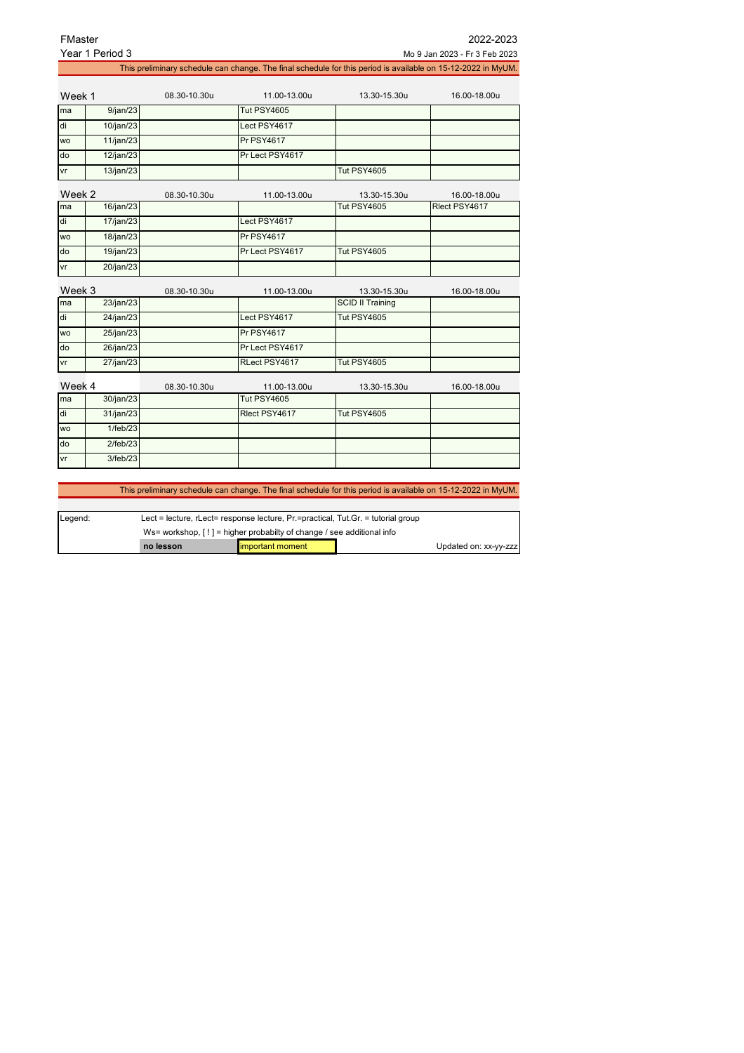FMaster

Year 1 Period 3

2022-2023

Mo 9 Jan 2023 - Fr 3 Feb 2023

This preliminary schedule can change. The final schedule for this period is available on 15-12-2022 in MyUM.

| Week 1 | | 08.30-10.30u | 11.00-13.00u | 13.30-15.30u | 16.00-18.00u |
|---|---|---|---|---|---|
| ma | 9/jan/23 | | Tut PSY4605 | | |
| di | 10/jan/23 | | Lect PSY4617 | | |
| wo | 11/jan/23 | | Pr PSY4617 | | |
| do | 12/jan/23 | | Pr Lect PSY4617 | | |
| vr | 13/jan/23 | | | Tut PSY4605 | |

| Week 2 | | 08.30-10.30u | 11.00-13.00u | 13.30-15.30u | 16.00-18.00u |
|---|---|---|---|---|---|
| ma | 16/jan/23 | | | Tut PSY4605 | Rlect PSY4617 |
| di | 17/jan/23 | | Lect PSY4617 | | |
| wo | 18/jan/23 | | Pr PSY4617 | | |
| do | 19/jan/23 | | Pr Lect PSY4617 | Tut PSY4605 | |
| vr | 20/jan/23 | | | | |

| Week 3 | | 08.30-10.30u | 11.00-13.00u | 13.30-15.30u | 16.00-18.00u |
|---|---|---|---|---|---|
| ma | 23/jan/23 | | | SCID II Training | |
| di | 24/jan/23 | | Lect PSY4617 | Tut PSY4605 | |
| wo | 25/jan/23 | | Pr PSY4617 | | |
| do | 26/jan/23 | | Pr Lect PSY4617 | | |
| vr | 27/jan/23 | | RLect PSY4617 | Tut PSY4605 | |

| Week 4 | | 08.30-10.30u | 11.00-13.00u | 13.30-15.30u | 16.00-18.00u |
|---|---|---|---|---|---|
| ma | 30/jan/23 | | Tut PSY4605 | | |
| di | 31/jan/23 | | Rlect PSY4617 | Tut PSY4605 | |
| wo | 1/feb/23 | | | | |
| do | 2/feb/23 | | | | |
| vr | 3/feb/23 | | | | |

This preliminary schedule can change. The final schedule for this period is available on 15-12-2022 in MyUM.

| Legend: | Lect = lecture, rLect= response lecture, Pr.=practical, Tut.Gr. = tutorial group | | |
|---|---|---|---|
| | Ws= workshop, [ ! ] = higher probabilty of change / see additional info | | |
| | **no lesson** | important moment | Updated on: xx-yy-zzz |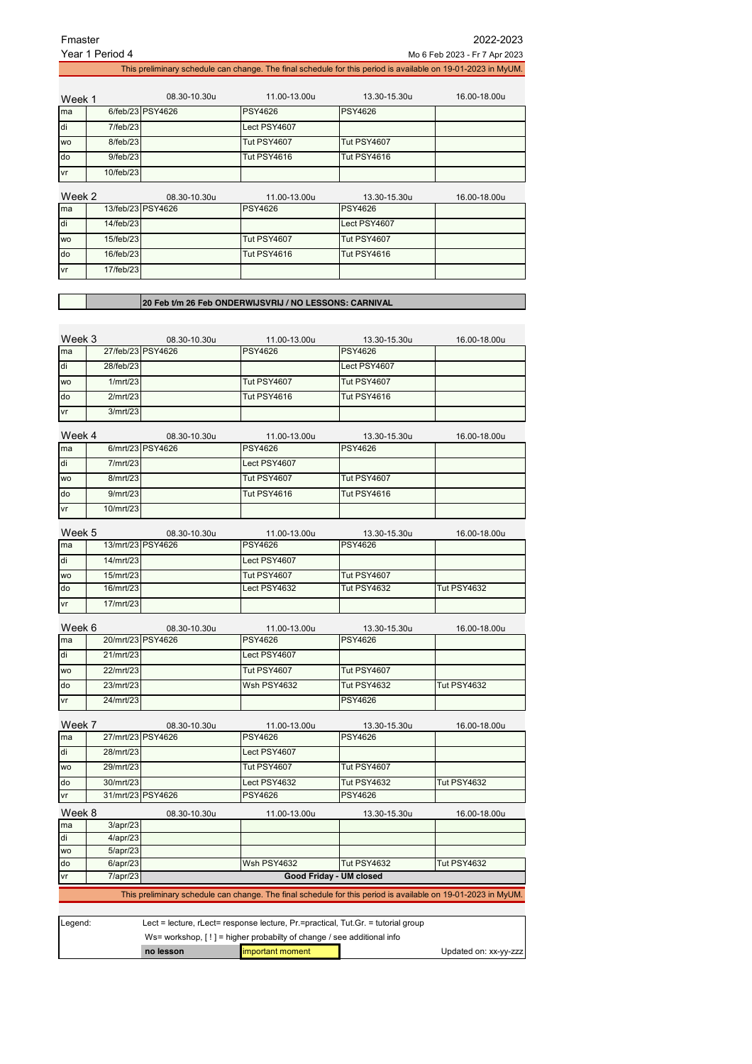Fmaster — 2022-2023

Year 1 Period 4 — Mo 6 Feb 2023 - Fr 7 Apr 2023

This preliminary schedule can change. The final schedule for this period is available on 19-01-2023 in MyUM.

| Week 1 | | 08.30-10.30u | 11.00-13.00u | 13.30-15.30u | 16.00-18.00u |
|---|---|---|---|---|---|
| ma | 6/feb/23 | PSY4626 | PSY4626 | PSY4626 | |
| di | 7/feb/23 | | Lect PSY4607 | | |
| wo | 8/feb/23 | | Tut PSY4607 | Tut PSY4607 | |
| do | 9/feb/23 | | Tut PSY4616 | Tut PSY4616 | |
| vr | 10/feb/23 | | | | |

| Week 2 | | 08.30-10.30u | 11.00-13.00u | 13.30-15.30u | 16.00-18.00u |
|---|---|---|---|---|---|
| ma | 13/feb/23 | PSY4626 | PSY4626 | PSY4626 | |
| di | 14/feb/23 | | | Lect PSY4607 | |
| wo | 15/feb/23 | | Tut PSY4607 | Tut PSY4607 | |
| do | 16/feb/23 | | Tut PSY4616 | Tut PSY4616 | |
| vr | 17/feb/23 | | | | |

**20 Feb t/m 26 Feb ONDERWIJSVRIJ / NO LESSONS: CARNIVAL**

| Week 3 | | 08.30-10.30u | 11.00-13.00u | 13.30-15.30u | 16.00-18.00u |
|---|---|---|---|---|---|
| ma | 27/feb/23 | PSY4626 | PSY4626 | PSY4626 | |
| di | 28/feb/23 | | | Lect PSY4607 | |
| wo | 1/mrt/23 | | Tut PSY4607 | Tut PSY4607 | |
| do | 2/mrt/23 | | Tut PSY4616 | Tut PSY4616 | |
| vr | 3/mrt/23 | | | | |

| Week 4 | | 08.30-10.30u | 11.00-13.00u | 13.30-15.30u | 16.00-18.00u |
|---|---|---|---|---|---|
| ma | 6/mrt/23 | PSY4626 | PSY4626 | PSY4626 | |
| di | 7/mrt/23 | | Lect PSY4607 | | |
| wo | 8/mrt/23 | | Tut PSY4607 | Tut PSY4607 | |
| do | 9/mrt/23 | | Tut PSY4616 | Tut PSY4616 | |
| vr | 10/mrt/23 | | | | |

| Week 5 | | 08.30-10.30u | 11.00-13.00u | 13.30-15.30u | 16.00-18.00u |
|---|---|---|---|---|---|
| ma | 13/mrt/23 | PSY4626 | PSY4626 | PSY4626 | |
| di | 14/mrt/23 | | Lect PSY4607 | | |
| wo | 15/mrt/23 | | Tut PSY4607 | Tut PSY4607 | |
| do | 16/mrt/23 | | Lect PSY4632 | Tut PSY4632 | Tut PSY4632 |
| vr | 17/mrt/23 | | | | |

| Week 6 | | 08.30-10.30u | 11.00-13.00u | 13.30-15.30u | 16.00-18.00u |
|---|---|---|---|---|---|
| ma | 20/mrt/23 | PSY4626 | PSY4626 | PSY4626 | |
| di | 21/mrt/23 | | Lect PSY4607 | | |
| wo | 22/mrt/23 | | Tut PSY4607 | Tut PSY4607 | |
| do | 23/mrt/23 | | Wsh PSY4632 | Tut PSY4632 | Tut PSY4632 |
| vr | 24/mrt/23 | | | PSY4626 | |

| Week 7 | | 08.30-10.30u | 11.00-13.00u | 13.30-15.30u | 16.00-18.00u |
|---|---|---|---|---|---|
| ma | 27/mrt/23 | PSY4626 | PSY4626 | PSY4626 | |
| di | 28/mrt/23 | | Lect PSY4607 | | |
| wo | 29/mrt/23 | | Tut PSY4607 | Tut PSY4607 | |
| do | 30/mrt/23 | | Lect PSY4632 | Tut PSY4632 | Tut PSY4632 |
| vr | 31/mrt/23 | PSY4626 | PSY4626 | PSY4626 | |

| Week 8 | | 08.30-10.30u | 11.00-13.00u | 13.30-15.30u | 16.00-18.00u |
|---|---|---|---|---|---|
| ma | 3/apr/23 | | | | |
| di | 4/apr/23 | | | | |
| wo | 5/apr/23 | | | | |
| do | 6/apr/23 | | Wsh PSY4632 | Tut PSY4632 | Tut PSY4632 |
| vr | 7/apr/23 | Good Friday - UM closed | | | |

This preliminary schedule can change. The final schedule for this period is available on 19-01-2023 in MyUM.

Legend: Lect = lecture, rLect= response lecture, Pr.=practical, Tut.Gr. = tutorial group

Ws= workshop, [ ! ] = higher probabilty of change / see additional info

**no lesson** | important moment | Updated on: xx-yy-zzz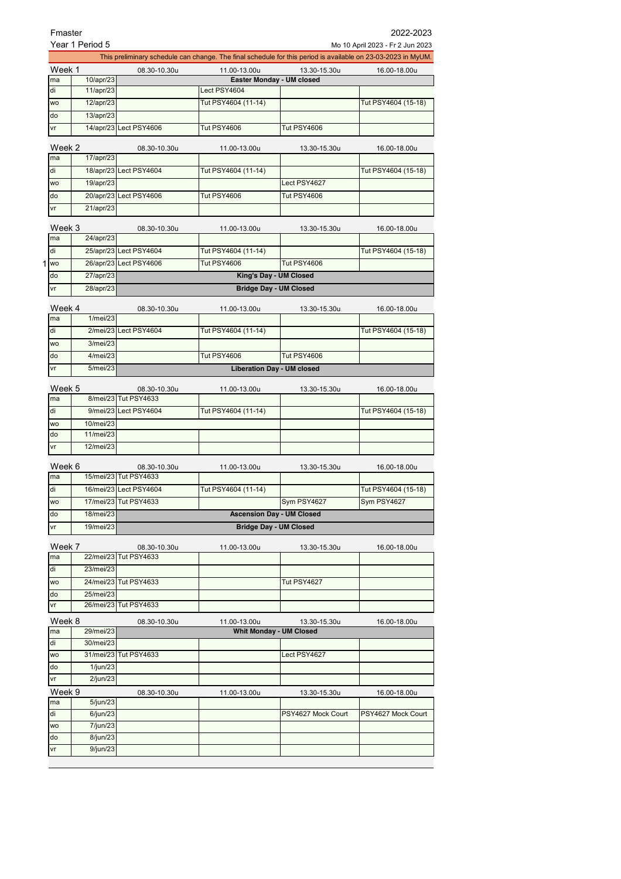Fmaster

Year 1 Period 5

2022-2023

Mo 10 April 2023 - Fr 2 Jun 2023

This preliminary schedule can change. The final schedule for this period is available on 23-03-2023 in MyUM.

| Week 1 | | 08.30-10.30u | 11.00-13.00u | 13.30-15.30u | 16.00-18.00u |
|---|---|---|---|---|---|
| ma | 10/apr/23 | Easter Monday - UM closed | | | |
| di | 11/apr/23 | | Lect PSY4604 | | |
| wo | 12/apr/23 | | Tut PSY4604 (11-14) | | Tut PSY4604 (15-18) |
| do | 13/apr/23 | | | | |
| vr | 14/apr/23 | Lect PSY4606 | Tut PSY4606 | Tut PSY4606 | |

| Week 2 | | 08.30-10.30u | 11.00-13.00u | 13.30-15.30u | 16.00-18.00u |
|---|---|---|---|---|---|
| ma | 17/apr/23 | | | | |
| di | 18/apr/23 | Lect PSY4604 | Tut PSY4604 (11-14) | | Tut PSY4604 (15-18) |
| wo | 19/apr/23 | | | Lect PSY4627 | |
| do | 20/apr/23 | Lect PSY4606 | Tut PSY4606 | Tut PSY4606 | |
| vr | 21/apr/23 | | | | |

| Week 3 | | 08.30-10.30u | 11.00-13.00u | 13.30-15.30u | 16.00-18.00u |
|---|---|---|---|---|---|
| ma | 24/apr/23 | | | | |
| di | 25/apr/23 | Lect PSY4604 | Tut PSY4604 (11-14) | | Tut PSY4604 (15-18) |
| wo | 26/apr/23 | Lect PSY4606 | Tut PSY4606 | Tut PSY4606 | |
| do | 27/apr/23 | King's Day - UM Closed | | | |
| vr | 28/apr/23 | Bridge Day - UM Closed | | | |

| Week 4 | | 08.30-10.30u | 11.00-13.00u | 13.30-15.30u | 16.00-18.00u |
|---|---|---|---|---|---|
| ma | 1/mei/23 | | | | |
| di | 2/mei/23 | Lect PSY4604 | Tut PSY4604 (11-14) | | Tut PSY4604 (15-18) |
| wo | 3/mei/23 | | | | |
| do | 4/mei/23 | | Tut PSY4606 | Tut PSY4606 | |
| vr | 5/mei/23 | Liberation Day - UM closed | | | |

| Week 5 | | 08.30-10.30u | 11.00-13.00u | 13.30-15.30u | 16.00-18.00u |
|---|---|---|---|---|---|
| ma | 8/mei/23 | Tut PSY4633 | | | |
| di | 9/mei/23 | Lect PSY4604 | Tut PSY4604 (11-14) | | Tut PSY4604 (15-18) |
| wo | 10/mei/23 | | | | |
| do | 11/mei/23 | | | | |
| vr | 12/mei/23 | | | | |

| Week 6 | | 08.30-10.30u | 11.00-13.00u | 13.30-15.30u | 16.00-18.00u |
|---|---|---|---|---|---|
| ma | 15/mei/23 | Tut PSY4633 | | | |
| di | 16/mei/23 | Lect PSY4604 | Tut PSY4604 (11-14) | | Tut PSY4604 (15-18) |
| wo | 17/mei/23 | Tut PSY4633 | | Sym PSY4627 | Sym PSY4627 |
| do | 18/mei/23 | Ascension Day - UM Closed | | | |
| vr | 19/mei/23 | Bridge Day - UM Closed | | | |

| Week 7 | | 08.30-10.30u | 11.00-13.00u | 13.30-15.30u | 16.00-18.00u |
|---|---|---|---|---|---|
| ma | 22/mei/23 | Tut PSY4633 | | | |
| di | 23/mei/23 | | | | |
| wo | 24/mei/23 | Tut PSY4633 | | Tut PSY4627 | |
| do | 25/mei/23 | | | | |
| vr | 26/mei/23 | Tut PSY4633 | | | |

| Week 8 | | 08.30-10.30u | 11.00-13.00u | 13.30-15.30u | 16.00-18.00u |
|---|---|---|---|---|---|
| ma | 29/mei/23 | Whit Monday - UM Closed | | | |
| di | 30/mei/23 | | | | |
| wo | 31/mei/23 | Tut PSY4633 | | Lect PSY4627 | |
| do | 1/jun/23 | | | | |
| vr | 2/jun/23 | | | | |

| Week 9 | | 08.30-10.30u | 11.00-13.00u | 13.30-15.30u | 16.00-18.00u |
|---|---|---|---|---|---|
| ma | 5/jun/23 | | | | |
| di | 6/jun/23 | | | PSY4627 Mock Court | PSY4627 Mock Court |
| wo | 7/jun/23 | | | | |
| do | 8/jun/23 | | | | |
| vr | 9/jun/23 | | | | |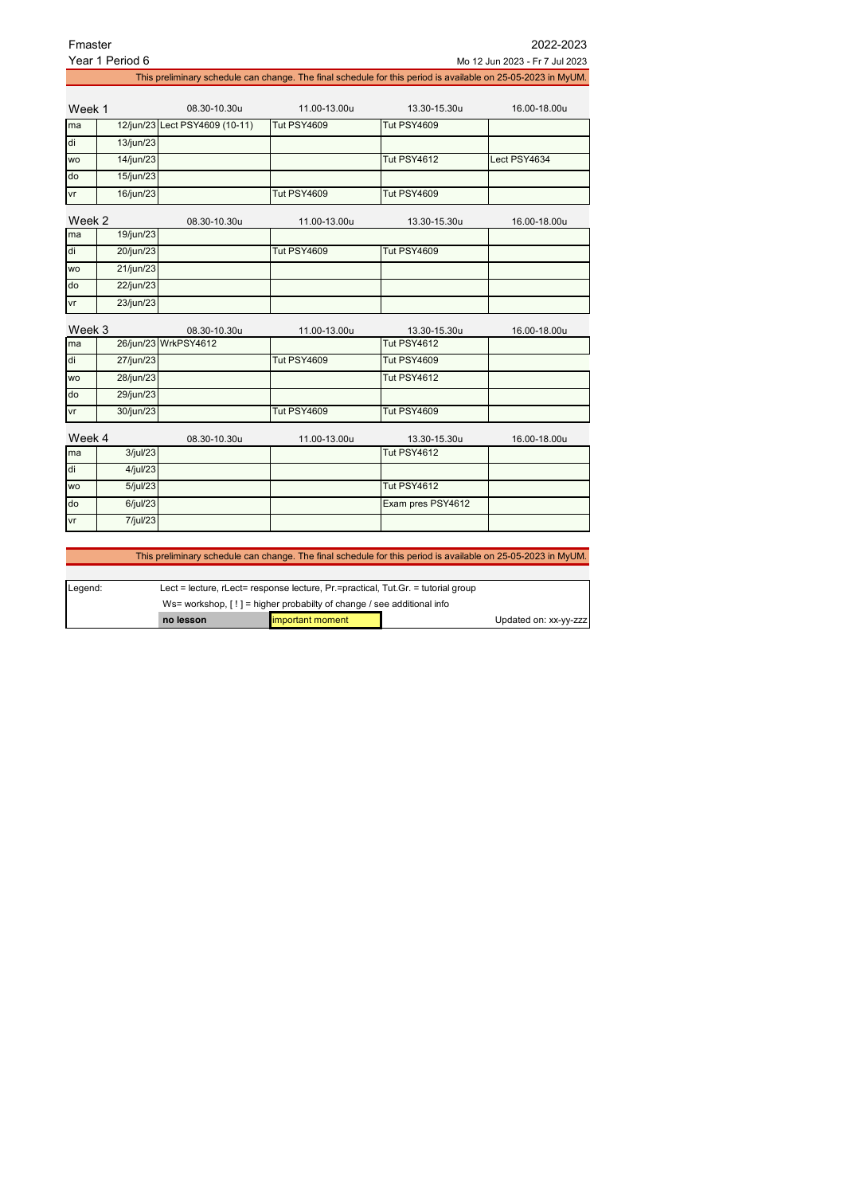Fmaster

Year 1 Period 6

2022-2023

Mo 12 Jun 2023 - Fr 7 Jul 2023

This preliminary schedule can change. The final schedule for this period is available on 25-05-2023 in MyUM.

| Week 1 | | 08.30-10.30u | 11.00-13.00u | 13.30-15.30u | 16.00-18.00u |
|---|---|---|---|---|---|
| ma | 12/jun/23 | Lect PSY4609 (10-11) | Tut PSY4609 | Tut PSY4609 | |
| di | 13/jun/23 | | | | |
| wo | 14/jun/23 | | | Tut PSY4612 | Lect PSY4634 |
| do | 15/jun/23 | | | | |
| vr | 16/jun/23 | | Tut PSY4609 | Tut PSY4609 | |

| Week 2 | | 08.30-10.30u | 11.00-13.00u | 13.30-15.30u | 16.00-18.00u |
|---|---|---|---|---|---|
| ma | 19/jun/23 | | | | |
| di | 20/jun/23 | | Tut PSY4609 | Tut PSY4609 | |
| wo | 21/jun/23 | | | | |
| do | 22/jun/23 | | | | |
| vr | 23/jun/23 | | | | |

| Week 3 | | 08.30-10.30u | 11.00-13.00u | 13.30-15.30u | 16.00-18.00u |
|---|---|---|---|---|---|
| ma | 26/jun/23 | WrkPSY4612 | | Tut PSY4612 | |
| di | 27/jun/23 | | Tut PSY4609 | Tut PSY4609 | |
| wo | 28/jun/23 | | | Tut PSY4612 | |
| do | 29/jun/23 | | | | |
| vr | 30/jun/23 | | Tut PSY4609 | Tut PSY4609 | |

| Week 4 | | 08.30-10.30u | 11.00-13.00u | 13.30-15.30u | 16.00-18.00u |
|---|---|---|---|---|---|
| ma | 3/jul/23 | | | Tut PSY4612 | |
| di | 4/jul/23 | | | | |
| wo | 5/jul/23 | | | Tut PSY4612 | |
| do | 6/jul/23 | | | Exam pres PSY4612 | |
| vr | 7/jul/23 | | | | |

This preliminary schedule can change. The final schedule for this period is available on 25-05-2023 in MyUM.

Legend: Lect = lecture, rLect= response lecture, Pr.=practical, Tut.Gr. = tutorial group

Ws= workshop, [ ! ] = higher probabilty of change / see additional info

**no lesson** | important moment

Updated on: xx-yy-zzz